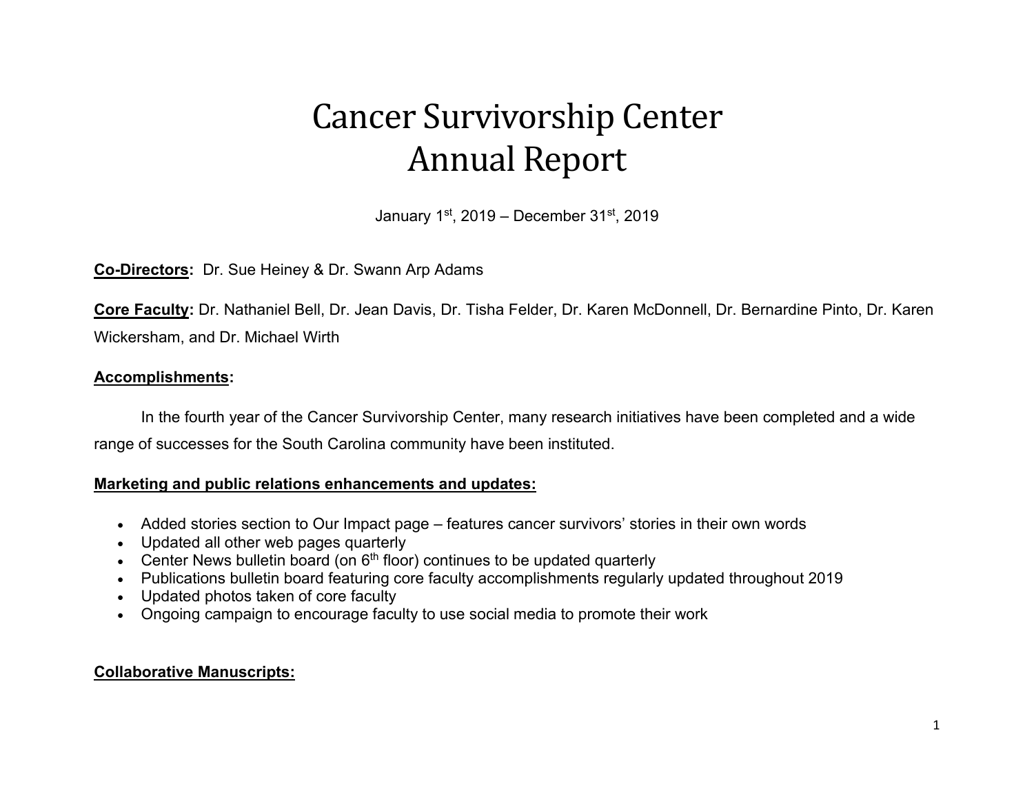# Cancer Survivorship Center
# Annual Report

January 1st, 2019 – December 31st, 2019

**Co-Directors:** Dr. Sue Heiney & Dr. Swann Arp Adams

**Core Faculty:** Dr. Nathaniel Bell, Dr. Jean Davis, Dr. Tisha Felder, Dr. Karen McDonnell, Dr. Bernardine Pinto, Dr. Karen Wickersham, and Dr. Michael Wirth

**Accomplishments:**

In the fourth year of the Cancer Survivorship Center, many research initiatives have been completed and a wide range of successes for the South Carolina community have been instituted.

**Marketing and public relations enhancements and updates:**

- Added stories section to Our Impact page – features cancer survivors' stories in their own words
- Updated all other web pages quarterly
- Center News bulletin board (on 6th floor) continues to be updated quarterly
- Publications bulletin board featuring core faculty accomplishments regularly updated throughout 2019
- Updated photos taken of core faculty
- Ongoing campaign to encourage faculty to use social media to promote their work

**Collaborative Manuscripts:**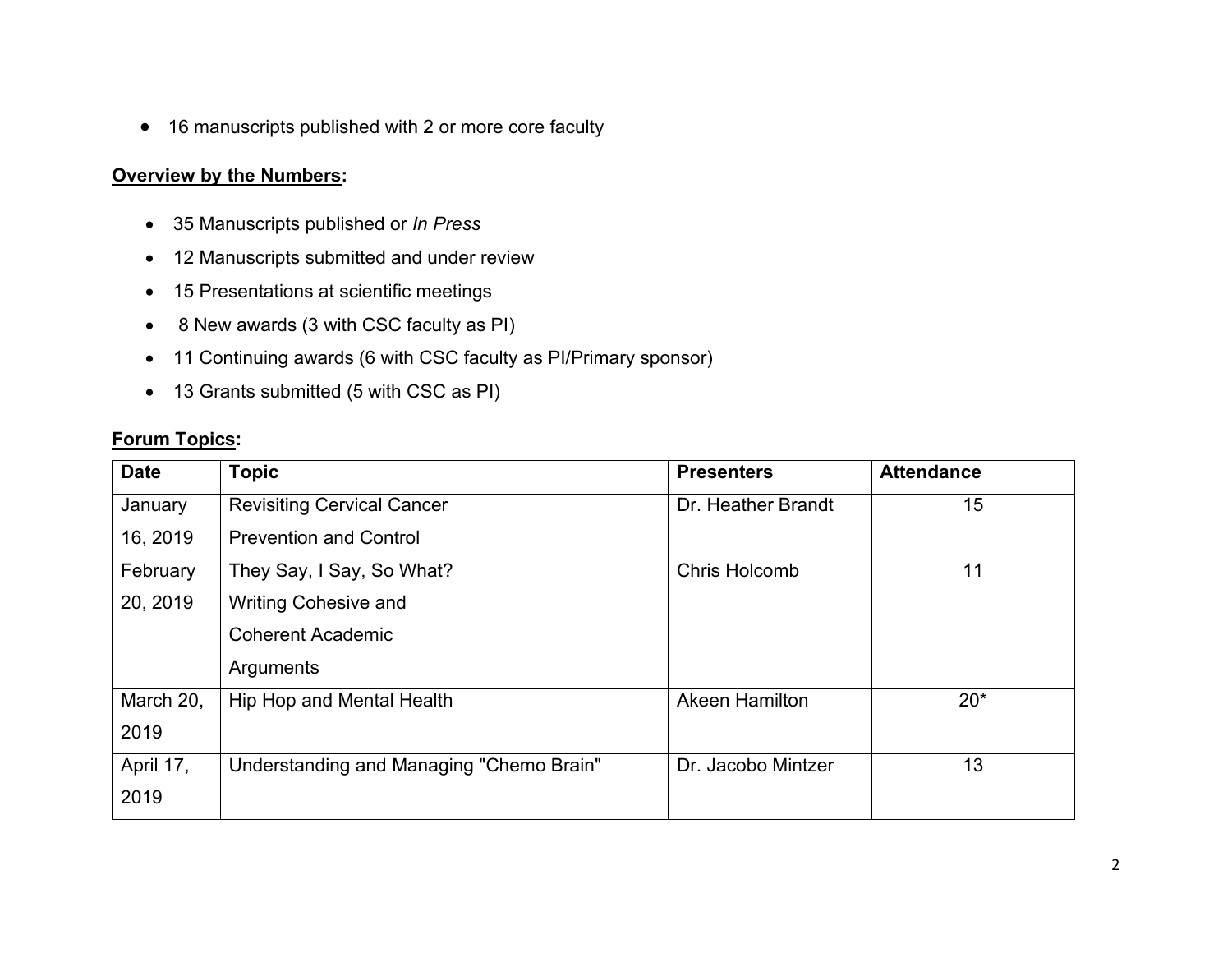- 16 manuscripts published with 2 or more core faculty

**Overview by the Numbers:**

- 35 Manuscripts published or *In Press*
- 12 Manuscripts submitted and under review
- 15 Presentations at scientific meetings
- 8 New awards (3 with CSC faculty as PI)
- 11 Continuing awards (6 with CSC faculty as PI/Primary sponsor)
- 13 Grants submitted (5 with CSC as PI)

**Forum Topics:**

| Date | Topic | Presenters | Attendance |
| --- | --- | --- | --- |
| January 16, 2019 | Revisiting Cervical Cancer Prevention and Control | Dr. Heather Brandt | 15 |
| February 20, 2019 | They Say, I Say, So What? Writing Cohesive and Coherent Academic Arguments | Chris Holcomb | 11 |
| March 20, 2019 | Hip Hop and Mental Health | Akeen Hamilton | 20* |
| April 17, 2019 | Understanding and Managing "Chemo Brain" | Dr. Jacobo Mintzer | 13 |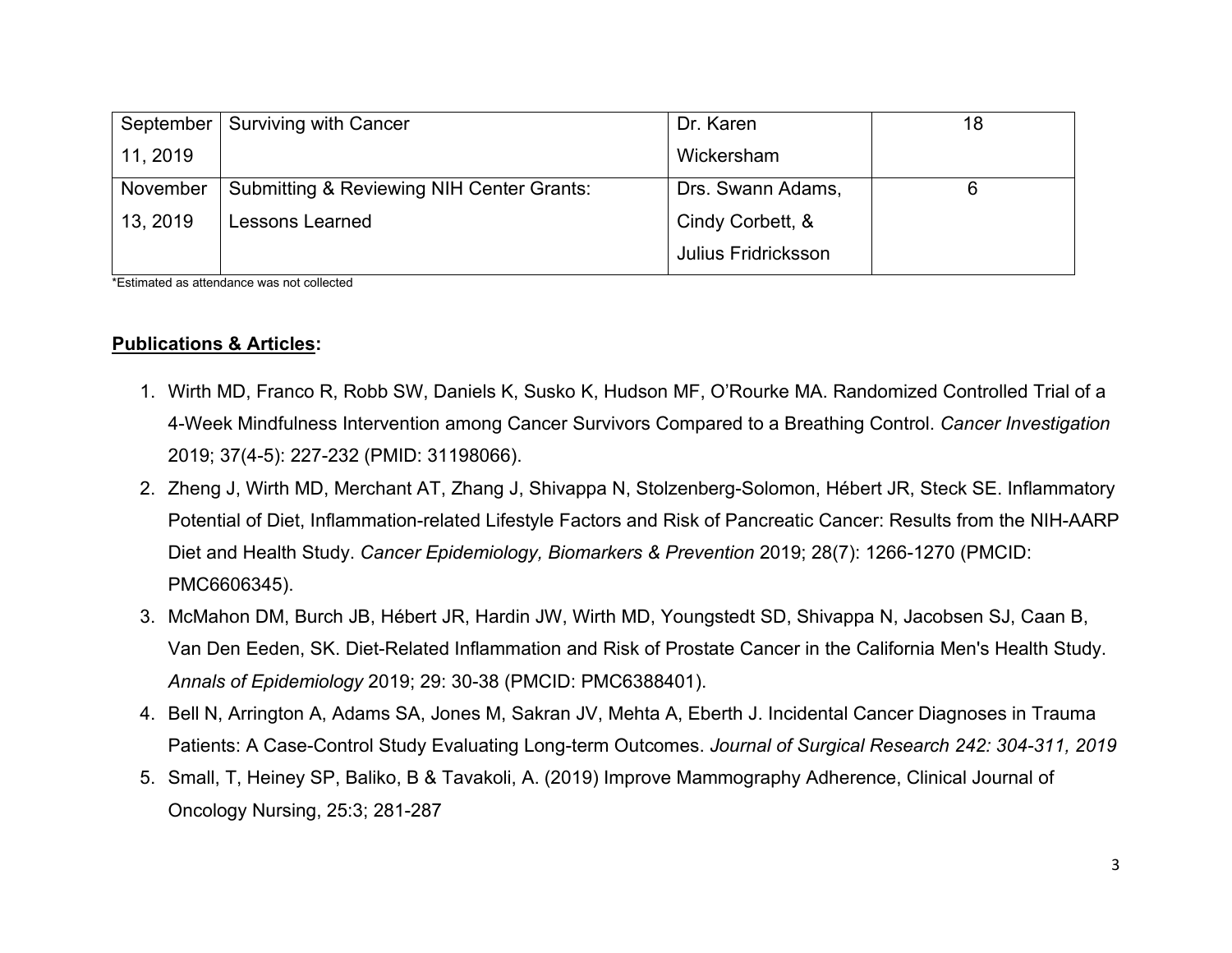| September 11, 2019 | Surviving with Cancer | Dr. Karen Wickersham | 18 |
|---|---|---|---|
| November 13, 2019 | Submitting & Reviewing NIH Center Grants: Lessons Learned | Drs. Swann Adams, Cindy Corbett, & Julius Fridricksson | 6 |

*Estimated as attendance was not collected

**Publications & Articles:**

1. Wirth MD, Franco R, Robb SW, Daniels K, Susko K, Hudson MF, O'Rourke MA. Randomized Controlled Trial of a 4-Week Mindfulness Intervention among Cancer Survivors Compared to a Breathing Control. *Cancer Investigation* 2019; 37(4-5): 227-232 (PMID: 31198066).
2. Zheng J, Wirth MD, Merchant AT, Zhang J, Shivappa N, Stolzenberg-Solomon, Hébert JR, Steck SE. Inflammatory Potential of Diet, Inflammation-related Lifestyle Factors and Risk of Pancreatic Cancer: Results from the NIH-AARP Diet and Health Study. *Cancer Epidemiology, Biomarkers & Prevention* 2019; 28(7): 1266-1270 (PMCID: PMC6606345).
3. McMahon DM, Burch JB, Hébert JR, Hardin JW, Wirth MD, Youngstedt SD, Shivappa N, Jacobsen SJ, Caan B, Van Den Eeden, SK. Diet-Related Inflammation and Risk of Prostate Cancer in the California Men's Health Study. *Annals of Epidemiology* 2019; 29: 30-38 (PMCID: PMC6388401).
4. Bell N, Arrington A, Adams SA, Jones M, Sakran JV, Mehta A, Eberth J. Incidental Cancer Diagnoses in Trauma Patients: A Case-Control Study Evaluating Long-term Outcomes. *Journal of Surgical Research 242: 304-311, 2019*
5. Small, T, Heiney SP, Baliko, B & Tavakoli, A. (2019) Improve Mammography Adherence, Clinical Journal of Oncology Nursing, 25:3; 281-287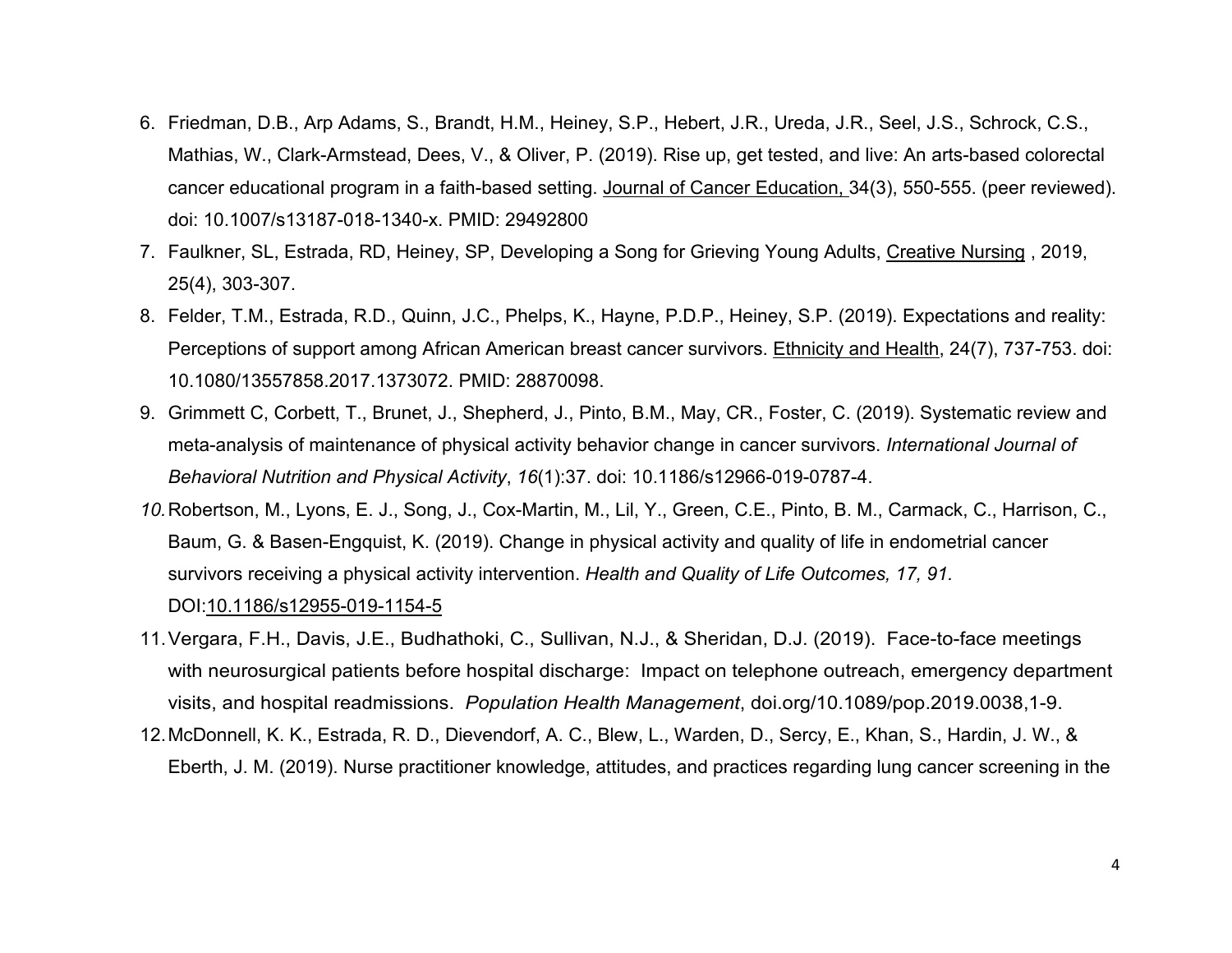6. Friedman, D.B., Arp Adams, S., Brandt, H.M., Heiney, S.P., Hebert, J.R., Ureda, J.R., Seel, J.S., Schrock, C.S., Mathias, W., Clark-Armstead, Dees, V., & Oliver, P. (2019). Rise up, get tested, and live: An arts-based colorectal cancer educational program in a faith-based setting. Journal of Cancer Education, 34(3), 550-555. (peer reviewed). doi: 10.1007/s13187-018-1340-x. PMID: 29492800
7. Faulkner, SL, Estrada, RD, Heiney, SP, Developing a Song for Grieving Young Adults, Creative Nursing , 2019, 25(4), 303-307.
8. Felder, T.M., Estrada, R.D., Quinn, J.C., Phelps, K., Hayne, P.D.P., Heiney, S.P. (2019). Expectations and reality: Perceptions of support among African American breast cancer survivors. Ethnicity and Health, 24(7), 737-753. doi: 10.1080/13557858.2017.1373072. PMID: 28870098.
9. Grimmett C, Corbett, T., Brunet, J., Shepherd, J., Pinto, B.M., May, CR., Foster, C. (2019). Systematic review and meta-analysis of maintenance of physical activity behavior change in cancer survivors. *International Journal of Behavioral Nutrition and Physical Activity*, *16*(1):37. doi: 10.1186/s12966-019-0787-4.
10. Robertson, M., Lyons, E. J., Song, J., Cox-Martin, M., Lil, Y., Green, C.E., Pinto, B. M., Carmack, C., Harrison, C., Baum, G. & Basen-Engquist, K. (2019). Change in physical activity and quality of life in endometrial cancer survivors receiving a physical activity intervention. *Health and Quality of Life Outcomes, 17, 91.* DOI:10.1186/s12955-019-1154-5
11. Vergara, F.H., Davis, J.E., Budhathoki, C., Sullivan, N.J., & Sheridan, D.J. (2019). Face-to-face meetings with neurosurgical patients before hospital discharge: Impact on telephone outreach, emergency department visits, and hospital readmissions. *Population Health Management*, doi.org/10.1089/pop.2019.0038,1-9.
12. McDonnell, K. K., Estrada, R. D., Dievendorf, A. C., Blew, L., Warden, D., Sercy, E., Khan, S., Hardin, J. W., & Eberth, J. M. (2019). Nurse practitioner knowledge, attitudes, and practices regarding lung cancer screening in the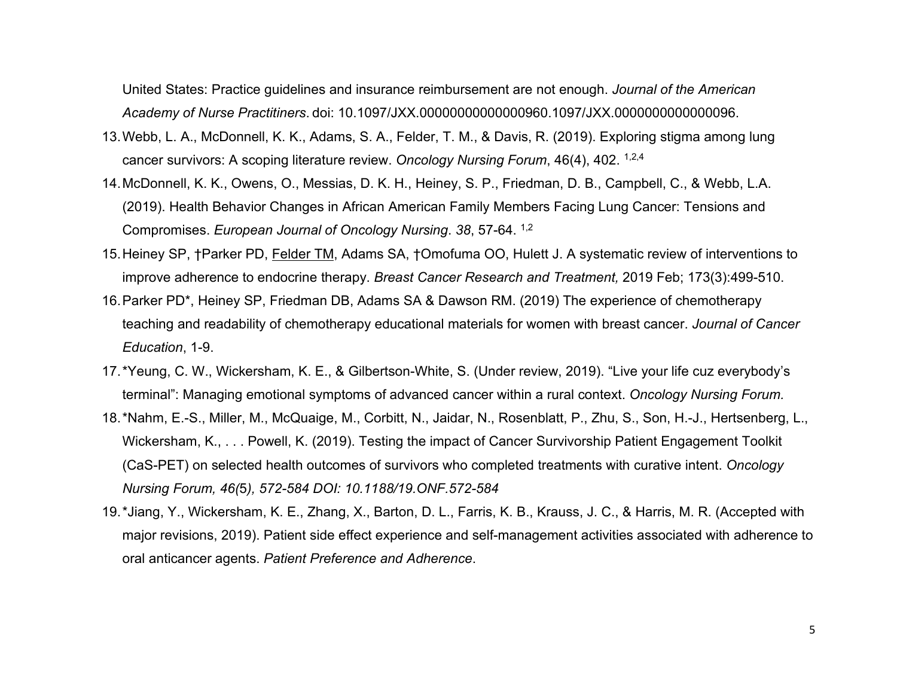United States: Practice guidelines and insurance reimbursement are not enough. *Journal of the American Academy of Nurse Practitiners*. doi: 10.1097/JXX.00000000000000960.1097/JXX.0000000000000096.

13. Webb, L. A., McDonnell, K. K., Adams, S. A., Felder, T. M., & Davis, R. (2019). Exploring stigma among lung cancer survivors: A scoping literature review. *Oncology Nursing Forum*, 46(4), 402. [1,2,4]
14. McDonnell, K. K., Owens, O., Messias, D. K. H., Heiney, S. P., Friedman, D. B., Campbell, C., & Webb, L.A. (2019). Health Behavior Changes in African American Family Members Facing Lung Cancer: Tensions and Compromises. *European Journal of Oncology Nursing*. *38*, 57-64. [1,2]
15. Heiney SP, †Parker PD, Felder TM, Adams SA, †Omofuma OO, Hulett J. A systematic review of interventions to improve adherence to endocrine therapy. *Breast Cancer Research and Treatment,* 2019 Feb; 173(3):499-510.
16. Parker PD*, Heiney SP, Friedman DB, Adams SA & Dawson RM. (2019) The experience of chemotherapy teaching and readability of chemotherapy educational materials for women with breast cancer. *Journal of Cancer Education*, 1-9.
17. *Yeung, C. W., Wickersham, K. E., & Gilbertson-White, S. (Under review, 2019). "Live your life cuz everybody's terminal": Managing emotional symptoms of advanced cancer within a rural context. *Oncology Nursing Forum.*
18. *Nahm, E.-S., Miller, M., McQuaige, M., Corbitt, N., Jaidar, N., Rosenblatt, P., Zhu, S., Son, H.-J., Hertsenberg, L., Wickersham, K., . . . Powell, K. (2019). Testing the impact of Cancer Survivorship Patient Engagement Toolkit (CaS-PET) on selected health outcomes of survivors who completed treatments with curative intent. *Oncology Nursing Forum, 46(*5*), 572-584 DOI: 10.1188/19.ONF.572-584*
19. *Jiang, Y., Wickersham, K. E., Zhang, X., Barton, D. L., Farris, K. B., Krauss, J. C., & Harris, M. R. (Accepted with major revisions, 2019). Patient side effect experience and self-management activities associated with adherence to oral anticancer agents. *Patient Preference and Adherence*.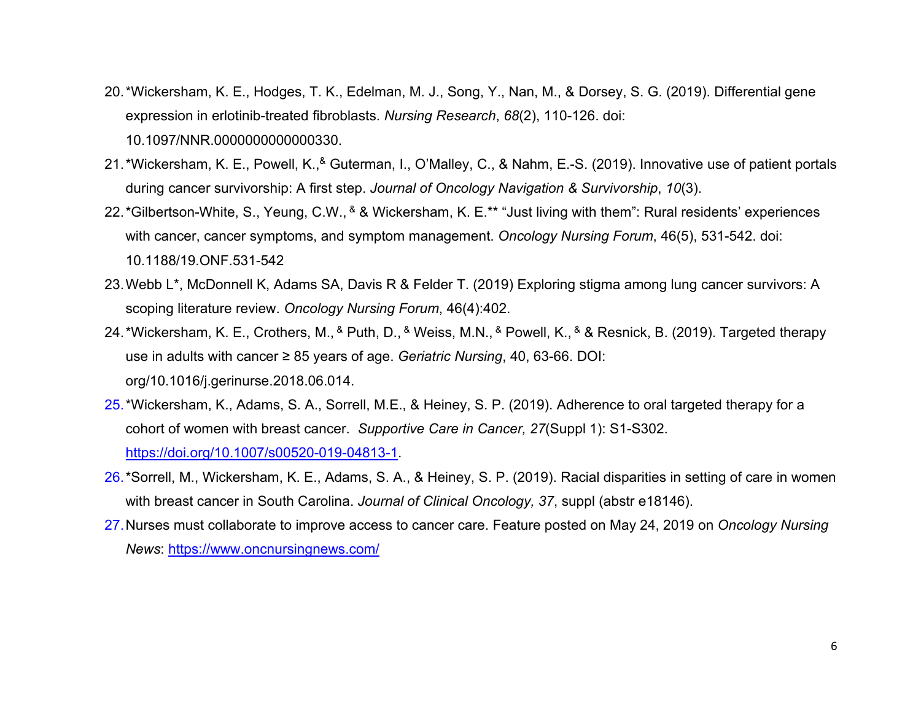20. *Wickersham, K. E., Hodges, T. K., Edelman, M. J., Song, Y., Nan, M., & Dorsey, S. G. (2019). Differential gene expression in erlotinib-treated fibroblasts. *Nursing Research*, *68*(2), 110-126. doi: 10.1097/NNR.0000000000000330.
21. *Wickersham, K. E., Powell, K.,[&] Guterman, I., O'Malley, C., & Nahm, E.-S. (2019). Innovative use of patient portals during cancer survivorship: A first step. *Journal of Oncology Navigation & Survivorship*, *10*(3).
22. *Gilbertson-White, S., Yeung, C.W., [&] & Wickersham, K. E.** "Just living with them": Rural residents' experiences with cancer, cancer symptoms, and symptom management. *Oncology Nursing Forum*, 46(5), 531-542. doi: 10.1188/19.ONF.531-542
23. Webb L*, McDonnell K, Adams SA, Davis R & Felder T. (2019) Exploring stigma among lung cancer survivors: A scoping literature review. *Oncology Nursing Forum*, 46(4):402.
24. *Wickersham, K. E., Crothers, M., [&] Puth, D., [&] Weiss, M.N., [&] Powell, K., [&] & Resnick, B. (2019). Targeted therapy use in adults with cancer ≥ 85 years of age. *Geriatric Nursing*, 40, 63-66. DOI: org/10.1016/j.gerinurse.2018.06.014.
25. *Wickersham, K., Adams, S. A., Sorrell, M.E., & Heiney, S. P. (2019). Adherence to oral targeted therapy for a cohort of women with breast cancer. *Supportive Care in Cancer, 27*(Suppl 1): S1-S302. [https://doi.org/10.1007/s00520-019-04813-1](https://doi.org/10.1007/s00520-019-04813-1).
26. *Sorrell, M., Wickersham, K. E., Adams, S. A., & Heiney, S. P. (2019). Racial disparities in setting of care in women with breast cancer in South Carolina. *Journal of Clinical Oncology, 37*, suppl (abstr e18146).
27. Nurses must collaborate to improve access to cancer care. Feature posted on May 24, 2019 on *Oncology Nursing News*: [https://www.oncnursingnews.com/](https://www.oncnursingnews.com/)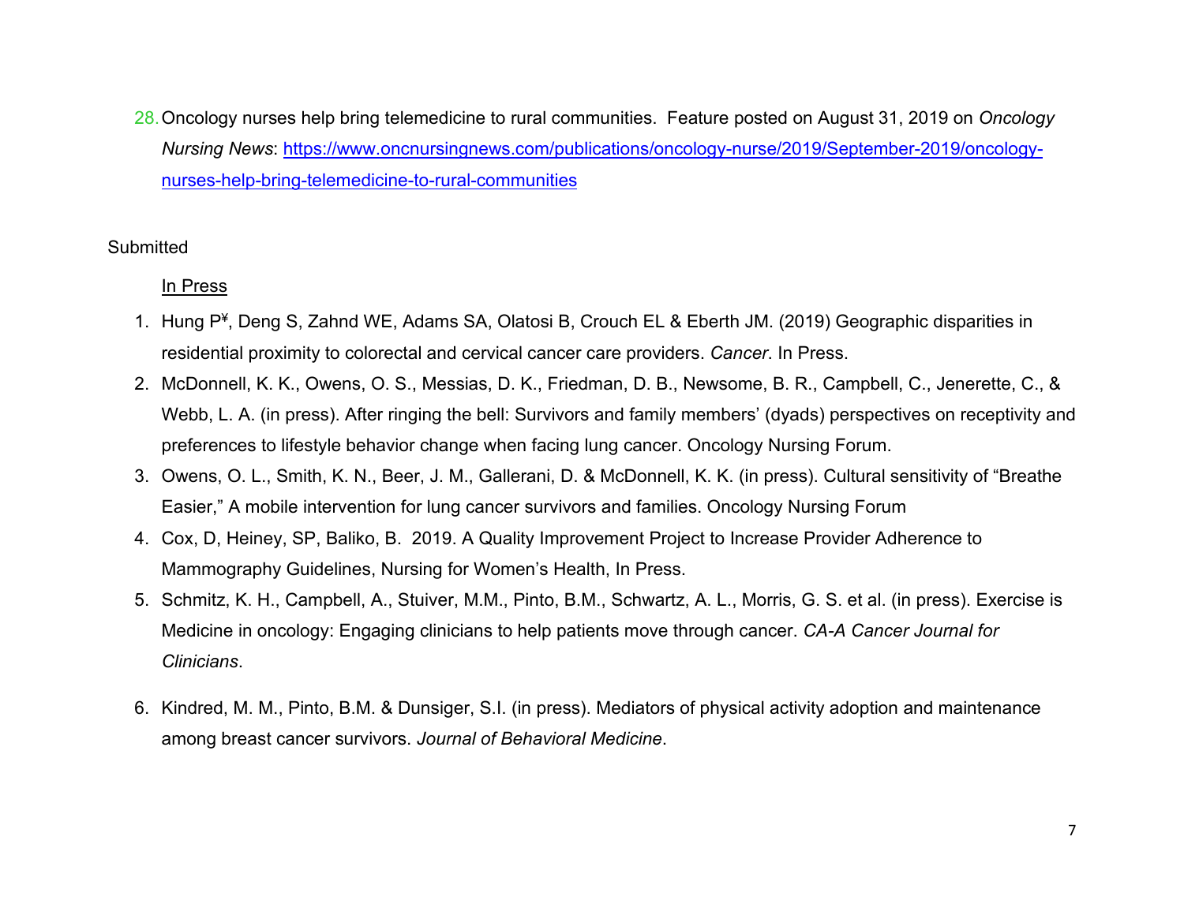28. Oncology nurses help bring telemedicine to rural communities. Feature posted on August 31, 2019 on *Oncology Nursing News*: https://www.oncnursingnews.com/publications/oncology-nurse/2019/September-2019/oncology-nurses-help-bring-telemedicine-to-rural-communities

Submitted

In Press

1. Hung P¥, Deng S, Zahnd WE, Adams SA, Olatosi B, Crouch EL & Eberth JM. (2019) Geographic disparities in residential proximity to colorectal and cervical cancer care providers. *Cancer*. In Press.
2. McDonnell, K. K., Owens, O. S., Messias, D. K., Friedman, D. B., Newsome, B. R., Campbell, C., Jenerette, C., & Webb, L. A. (in press). After ringing the bell: Survivors and family members' (dyads) perspectives on receptivity and preferences to lifestyle behavior change when facing lung cancer. Oncology Nursing Forum.
3. Owens, O. L., Smith, K. N., Beer, J. M., Gallerani, D. & McDonnell, K. K. (in press). Cultural sensitivity of "Breathe Easier," A mobile intervention for lung cancer survivors and families. Oncology Nursing Forum
4. Cox, D, Heiney, SP, Baliko, B. 2019. A Quality Improvement Project to Increase Provider Adherence to Mammography Guidelines, Nursing for Women's Health, In Press.
5. Schmitz, K. H., Campbell, A., Stuiver, M.M., Pinto, B.M., Schwartz, A. L., Morris, G. S. et al. (in press). Exercise is Medicine in oncology: Engaging clinicians to help patients move through cancer. *CA-A Cancer Journal for Clinicians*.
6. Kindred, M. M., Pinto, B.M. & Dunsiger, S.I. (in press). Mediators of physical activity adoption and maintenance among breast cancer survivors. *Journal of Behavioral Medicine*.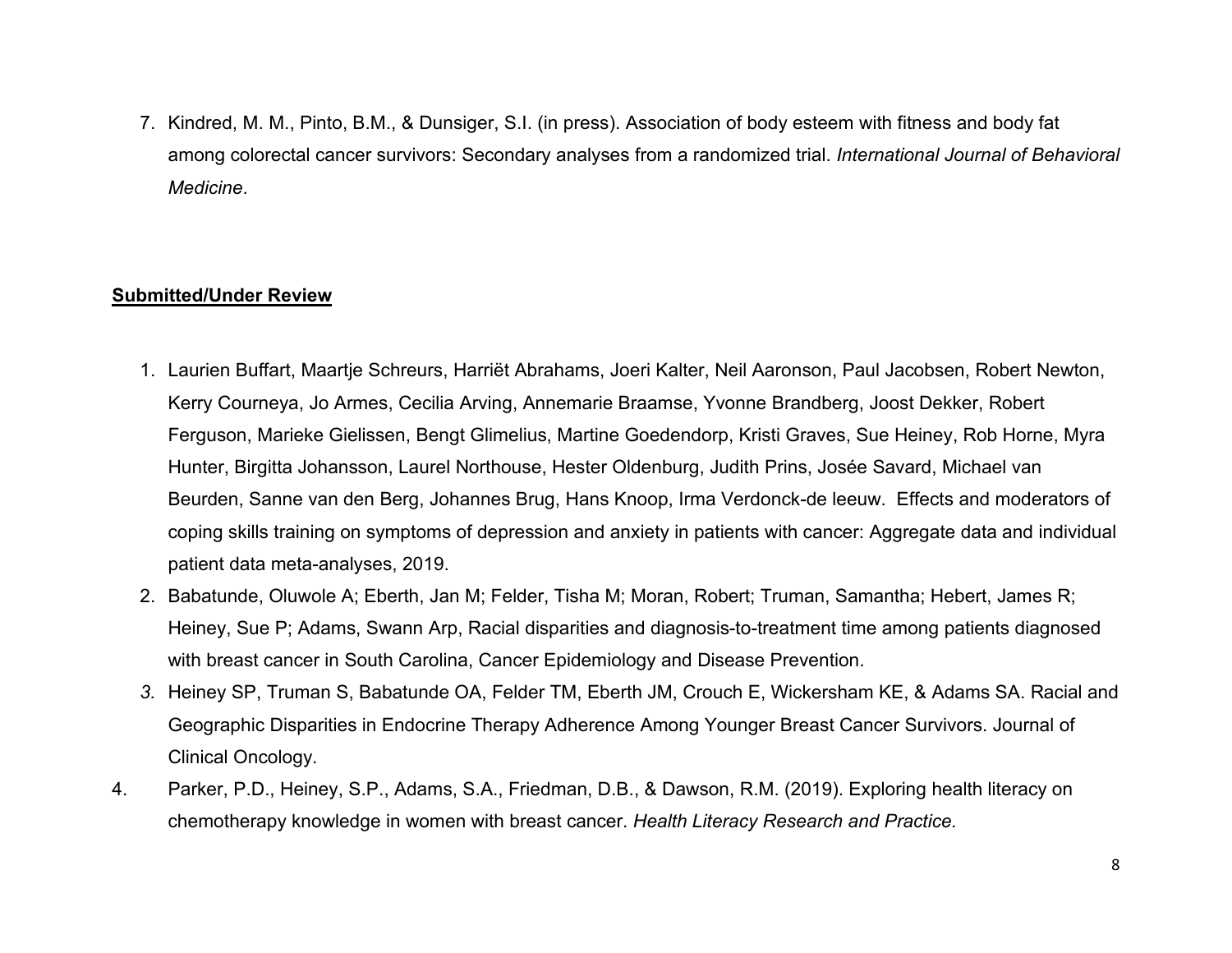7. Kindred, M. M., Pinto, B.M., & Dunsiger, S.I. (in press). Association of body esteem with fitness and body fat among colorectal cancer survivors: Secondary analyses from a randomized trial. *International Journal of Behavioral Medicine*.

**Submitted/Under Review**

1. Laurien Buffart, Maartje Schreurs, Harriët Abrahams, Joeri Kalter, Neil Aaronson, Paul Jacobsen, Robert Newton, Kerry Courneya, Jo Armes, Cecilia Arving, Annemarie Braamse, Yvonne Brandberg, Joost Dekker, Robert Ferguson, Marieke Gielissen, Bengt Glimelius, Martine Goedendorp, Kristi Graves, Sue Heiney, Rob Horne, Myra Hunter, Birgitta Johansson, Laurel Northouse, Hester Oldenburg, Judith Prins, Josée Savard, Michael van Beurden, Sanne van den Berg, Johannes Brug, Hans Knoop, Irma Verdonck-de leeuw. Effects and moderators of coping skills training on symptoms of depression and anxiety in patients with cancer: Aggregate data and individual patient data meta-analyses, 2019.
2. Babatunde, Oluwole A; Eberth, Jan M; Felder, Tisha M; Moran, Robert; Truman, Samantha; Hebert, James R; Heiney, Sue P; Adams, Swann Arp, Racial disparities and diagnosis-to-treatment time among patients diagnosed with breast cancer in South Carolina, Cancer Epidemiology and Disease Prevention.
3. Heiney SP, Truman S, Babatunde OA, Felder TM, Eberth JM, Crouch E, Wickersham KE, & Adams SA. Racial and Geographic Disparities in Endocrine Therapy Adherence Among Younger Breast Cancer Survivors. Journal of Clinical Oncology.
4. Parker, P.D., Heiney, S.P., Adams, S.A., Friedman, D.B., & Dawson, R.M. (2019). Exploring health literacy on chemotherapy knowledge in women with breast cancer. *Health Literacy Research and Practice.*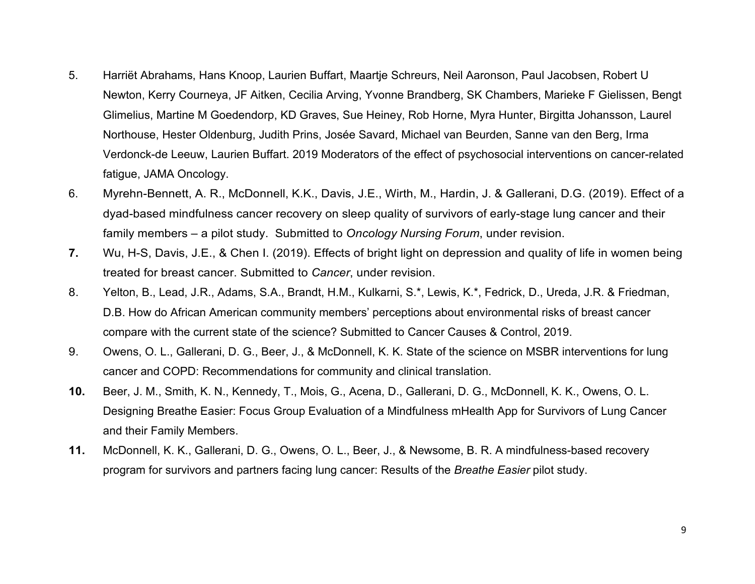5. Harriët Abrahams, Hans Knoop, Laurien Buffart, Maartje Schreurs, Neil Aaronson, Paul Jacobsen, Robert U Newton, Kerry Courneya, JF Aitken, Cecilia Arving, Yvonne Brandberg, SK Chambers, Marieke F Gielissen, Bengt Glimelius, Martine M Goedendorp, KD Graves, Sue Heiney, Rob Horne, Myra Hunter, Birgitta Johansson, Laurel Northouse, Hester Oldenburg, Judith Prins, Josée Savard, Michael van Beurden, Sanne van den Berg, Irma Verdonck-de Leeuw, Laurien Buffart. 2019 Moderators of the effect of psychosocial interventions on cancer-related fatigue, JAMA Oncology.
6. Myrehn-Bennett, A. R., McDonnell, K.K., Davis, J.E., Wirth, M., Hardin, J. & Gallerani, D.G. (2019). Effect of a dyad-based mindfulness cancer recovery on sleep quality of survivors of early-stage lung cancer and their family members – a pilot study. Submitted to *Oncology Nursing Forum*, under revision.
7. Wu, H-S, Davis, J.E., & Chen I. (2019). Effects of bright light on depression and quality of life in women being treated for breast cancer. Submitted to *Cancer*, under revision.
8. Yelton, B., Lead, J.R., Adams, S.A., Brandt, H.M., Kulkarni, S.*, Lewis, K.*, Fedrick, D., Ureda, J.R. & Friedman, D.B. How do African American community members' perceptions about environmental risks of breast cancer compare with the current state of the science? Submitted to Cancer Causes & Control, 2019.
9. Owens, O. L., Gallerani, D. G., Beer, J., & McDonnell, K. K. State of the science on MSBR interventions for lung cancer and COPD: Recommendations for community and clinical translation.
10. Beer, J. M., Smith, K. N., Kennedy, T., Mois, G., Acena, D., Gallerani, D. G., McDonnell, K. K., Owens, O. L. Designing Breathe Easier: Focus Group Evaluation of a Mindfulness mHealth App for Survivors of Lung Cancer and their Family Members.
11. McDonnell, K. K., Gallerani, D. G., Owens, O. L., Beer, J., & Newsome, B. R. A mindfulness-based recovery program for survivors and partners facing lung cancer: Results of the *Breathe Easier* pilot study.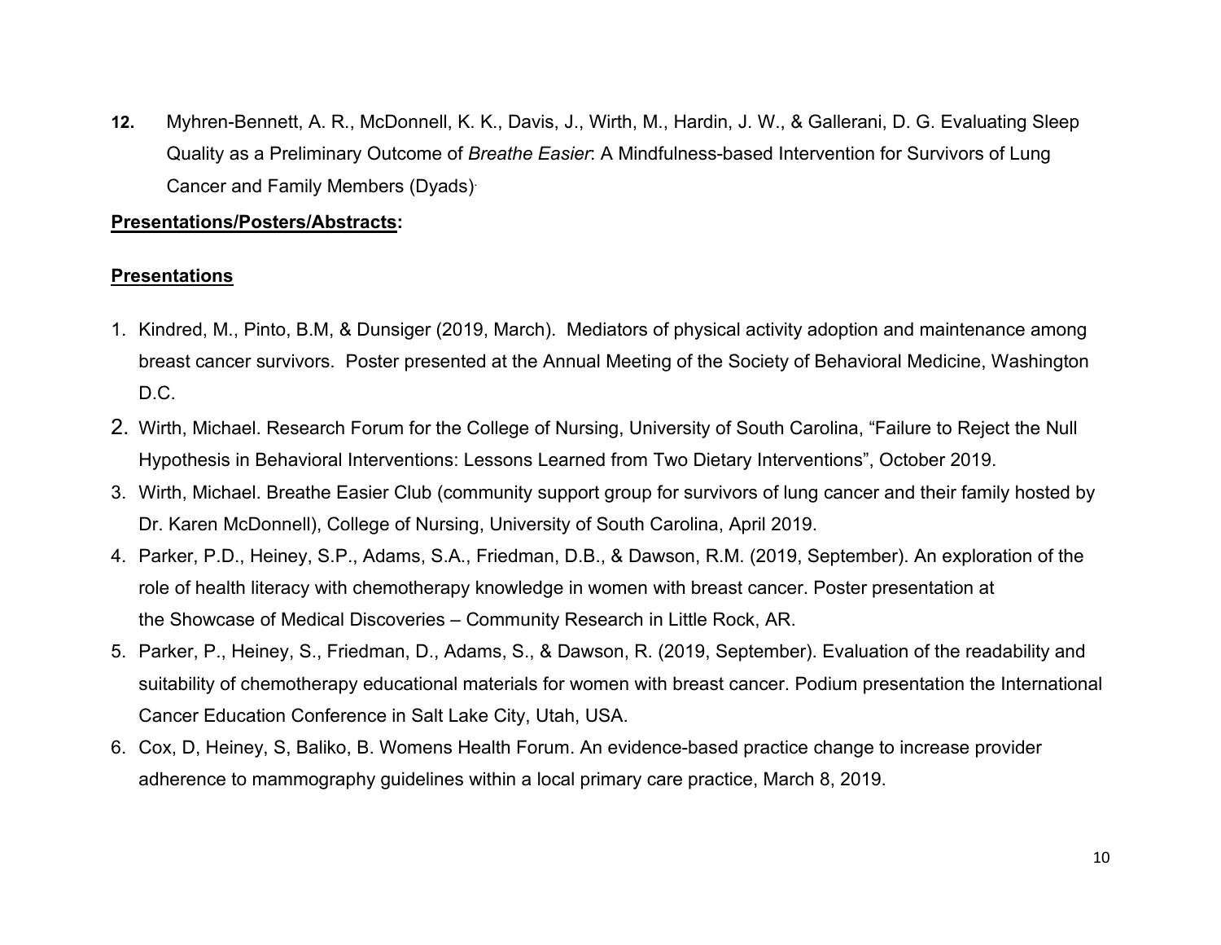**12.** Myhren-Bennett, A. R., McDonnell, K. K., Davis, J., Wirth, M., Hardin, J. W., & Gallerani, D. G. Evaluating Sleep Quality as a Preliminary Outcome of *Breathe Easier*: A Mindfulness-based Intervention for Survivors of Lung Cancer and Family Members (Dyads).

**Presentations/Posters/Abstracts:**

**Presentations**

1. Kindred, M., Pinto, B.M, & Dunsiger (2019, March). Mediators of physical activity adoption and maintenance among breast cancer survivors. Poster presented at the Annual Meeting of the Society of Behavioral Medicine, Washington D.C.
2. Wirth, Michael. Research Forum for the College of Nursing, University of South Carolina, "Failure to Reject the Null Hypothesis in Behavioral Interventions: Lessons Learned from Two Dietary Interventions", October 2019.
3. Wirth, Michael. Breathe Easier Club (community support group for survivors of lung cancer and their family hosted by Dr. Karen McDonnell), College of Nursing, University of South Carolina, April 2019.
4. Parker, P.D., Heiney, S.P., Adams, S.A., Friedman, D.B., & Dawson, R.M. (2019, September). An exploration of the role of health literacy with chemotherapy knowledge in women with breast cancer. Poster presentation at the Showcase of Medical Discoveries – Community Research in Little Rock, AR.
5. Parker, P., Heiney, S., Friedman, D., Adams, S., & Dawson, R. (2019, September). Evaluation of the readability and suitability of chemotherapy educational materials for women with breast cancer. Podium presentation the International Cancer Education Conference in Salt Lake City, Utah, USA.
6. Cox, D, Heiney, S, Baliko, B. Womens Health Forum. An evidence-based practice change to increase provider adherence to mammography guidelines within a local primary care practice, March 8, 2019.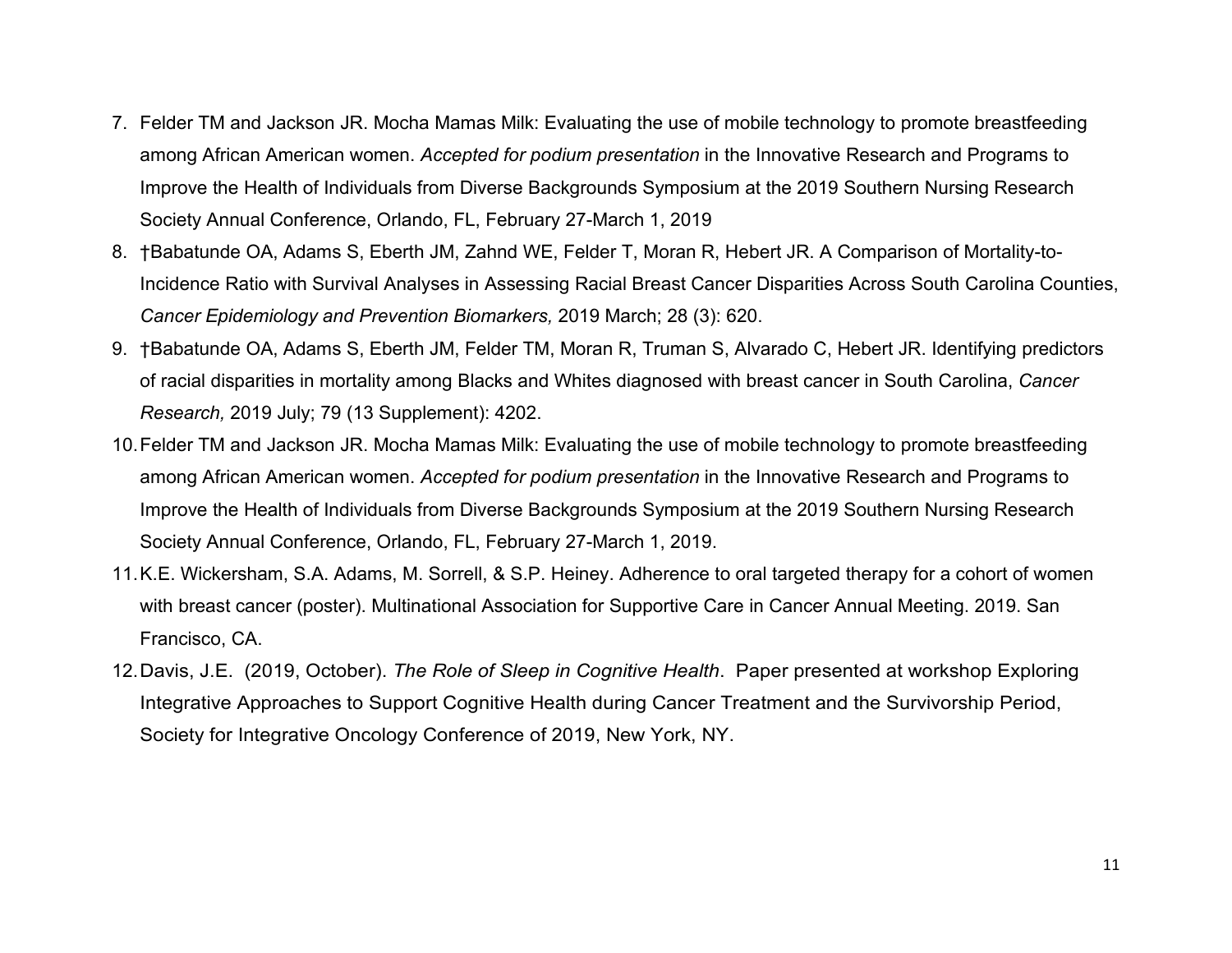7. Felder TM and Jackson JR. Mocha Mamas Milk: Evaluating the use of mobile technology to promote breastfeeding among African American women. *Accepted for podium presentation* in the Innovative Research and Programs to Improve the Health of Individuals from Diverse Backgrounds Symposium at the 2019 Southern Nursing Research Society Annual Conference, Orlando, FL, February 27-March 1, 2019
8. †Babatunde OA, Adams S, Eberth JM, Zahnd WE, Felder T, Moran R, Hebert JR. A Comparison of Mortality-to-Incidence Ratio with Survival Analyses in Assessing Racial Breast Cancer Disparities Across South Carolina Counties, *Cancer Epidemiology and Prevention Biomarkers,* 2019 March; 28 (3): 620.
9. †Babatunde OA, Adams S, Eberth JM, Felder TM, Moran R, Truman S, Alvarado C, Hebert JR. Identifying predictors of racial disparities in mortality among Blacks and Whites diagnosed with breast cancer in South Carolina, *Cancer Research,* 2019 July; 79 (13 Supplement): 4202.
10. Felder TM and Jackson JR. Mocha Mamas Milk: Evaluating the use of mobile technology to promote breastfeeding among African American women. *Accepted for podium presentation* in the Innovative Research and Programs to Improve the Health of Individuals from Diverse Backgrounds Symposium at the 2019 Southern Nursing Research Society Annual Conference, Orlando, FL, February 27-March 1, 2019.
11. K.E. Wickersham, S.A. Adams, M. Sorrell, & S.P. Heiney. Adherence to oral targeted therapy for a cohort of women with breast cancer (poster). Multinational Association for Supportive Care in Cancer Annual Meeting. 2019. San Francisco, CA.
12. Davis, J.E. (2019, October). *The Role of Sleep in Cognitive Health*. Paper presented at workshop Exploring Integrative Approaches to Support Cognitive Health during Cancer Treatment and the Survivorship Period, Society for Integrative Oncology Conference of 2019, New York, NY.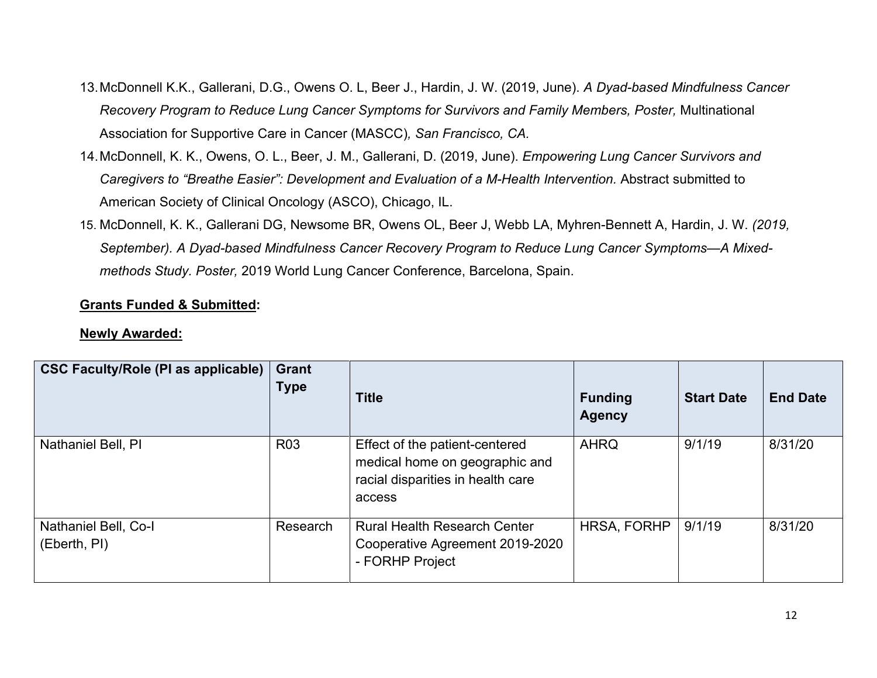13. McDonnell K.K., Gallerani, D.G., Owens O. L, Beer J., Hardin, J. W. (2019, June). *A Dyad-based Mindfulness Cancer Recovery Program to Reduce Lung Cancer Symptoms for Survivors and Family Members, Poster,* Multinational Association for Supportive Care in Cancer (MASCC)*, San Francisco, CA.*
14. McDonnell, K. K., Owens, O. L., Beer, J. M., Gallerani, D. (2019, June). *Empowering Lung Cancer Survivors and Caregivers to "Breathe Easier": Development and Evaluation of a M-Health Intervention.* Abstract submitted to American Society of Clinical Oncology (ASCO), Chicago, IL.
15. McDonnell, K. K., Gallerani DG, Newsome BR, Owens OL, Beer J, Webb LA, Myhren-Bennett A, Hardin, J. W. *(2019, September). A Dyad-based Mindfulness Cancer Recovery Program to Reduce Lung Cancer Symptoms—A Mixed-methods Study. Poster,* 2019 World Lung Cancer Conference, Barcelona, Spain.

**Grants Funded & Submitted:**

**Newly Awarded:**

| CSC Faculty/Role (PI as applicable) | Grant Type | Title | Funding Agency | Start Date | End Date |
|---|---|---|---|---|---|
| Nathaniel Bell, PI | R03 | Effect of the patient-centered medical home on geographic and racial disparities in health care access | AHRQ | 9/1/19 | 8/31/20 |
| Nathaniel Bell, Co-I (Eberth, PI) | Research | Rural Health Research Center Cooperative Agreement 2019-2020 - FORHP Project | HRSA, FORHP | 9/1/19 | 8/31/20 |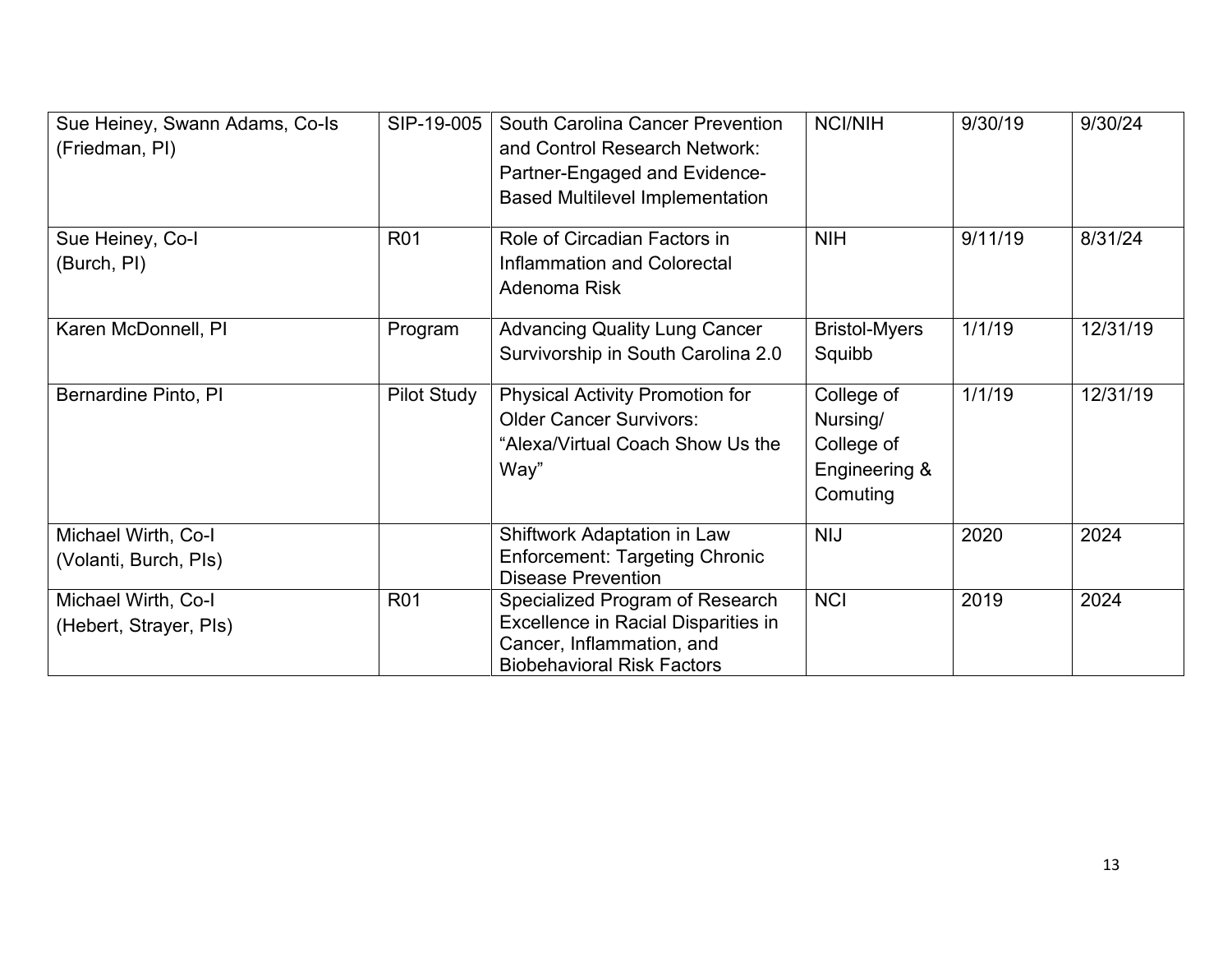| Sue Heiney, Swann Adams, Co-Is (Friedman, PI) | SIP-19-005 | South Carolina Cancer Prevention and Control Research Network: Partner-Engaged and Evidence-Based Multilevel Implementation | NCI/NIH | 9/30/19 | 9/30/24 |
|---|---|---|---|---|---|
| Sue Heiney, Co-I (Burch, PI) | R01 | Role of Circadian Factors in Inflammation and Colorectal Adenoma Risk | NIH | 9/11/19 | 8/31/24 |
| Karen McDonnell, PI | Program | Advancing Quality Lung Cancer Survivorship in South Carolina 2.0 | Bristol-Myers Squibb | 1/1/19 | 12/31/19 |
| Bernardine Pinto, PI | Pilot Study | Physical Activity Promotion for Older Cancer Survivors: "Alexa/Virtual Coach Show Us the Way" | College of Nursing/ College of Engineering & Comuting | 1/1/19 | 12/31/19 |
| Michael Wirth, Co-I (Volanti, Burch, PIs) | | Shiftwork Adaptation in Law Enforcement: Targeting Chronic Disease Prevention | NIJ | 2020 | 2024 |
| Michael Wirth, Co-I (Hebert, Strayer, PIs) | R01 | Specialized Program of Research Excellence in Racial Disparities in Cancer, Inflammation, and Biobehavioral Risk Factors | NCI | 2019 | 2024 |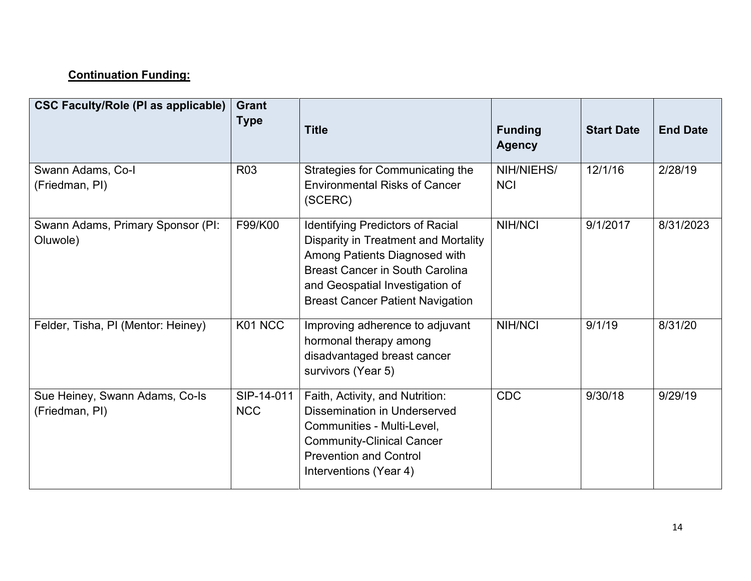**Continuation Funding:**

| CSC Faculty/Role (PI as applicable) | Grant Type | Title | Funding Agency | Start Date | End Date |
|---|---|---|---|---|---|
| Swann Adams, Co-I (Friedman, PI) | R03 | Strategies for Communicating the Environmental Risks of Cancer (SCERC) | NIH/NIEHS/ NCI | 12/1/16 | 2/28/19 |
| Swann Adams, Primary Sponsor (PI: Oluwole) | F99/K00 | Identifying Predictors of Racial Disparity in Treatment and Mortality Among Patients Diagnosed with Breast Cancer in South Carolina and Geospatial Investigation of Breast Cancer Patient Navigation | NIH/NCI | 9/1/2017 | 8/31/2023 |
| Felder, Tisha, PI (Mentor: Heiney) | K01 NCC | Improving adherence to adjuvant hormonal therapy among disadvantaged breast cancer survivors (Year 5) | NIH/NCI | 9/1/19 | 8/31/20 |
| Sue Heiney, Swann Adams, Co-Is (Friedman, PI) | SIP-14-011 NCC | Faith, Activity, and Nutrition: Dissemination in Underserved Communities - Multi-Level, Community-Clinical Cancer Prevention and Control Interventions (Year 4) | CDC | 9/30/18 | 9/29/19 |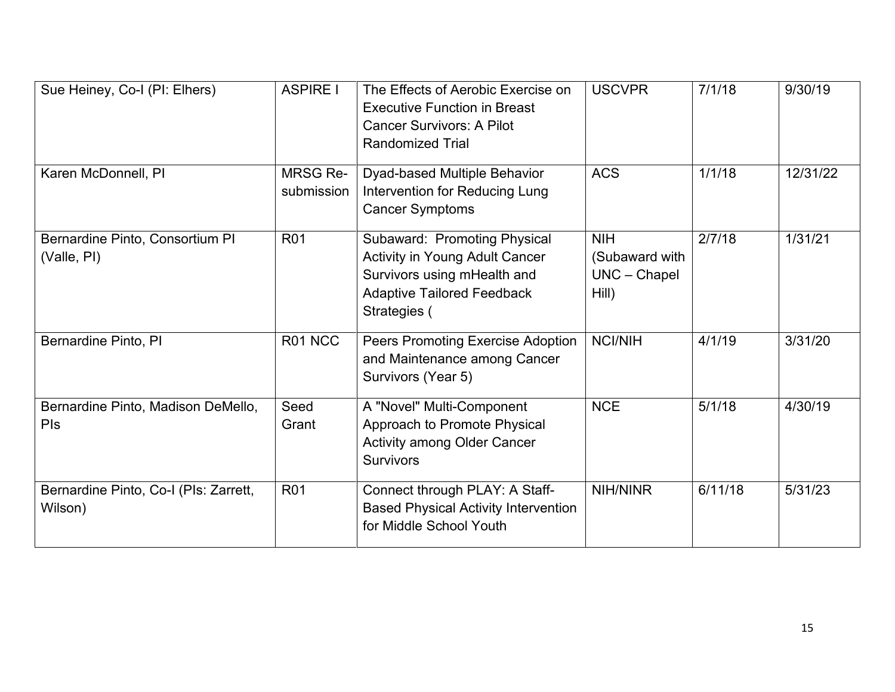| Sue Heiney, Co-I (PI: Elhers) | ASPIRE I | The Effects of Aerobic Exercise on Executive Function in Breast Cancer Survivors: A Pilot Randomized Trial | USCVPR | 7/1/18 | 9/30/19 |
|---|---|---|---|---|---|
| Karen McDonnell, PI | MRSG Re-submission | Dyad-based Multiple Behavior Intervention for Reducing Lung Cancer Symptoms | ACS | 1/1/18 | 12/31/22 |
| Bernardine Pinto, Consortium PI (Valle, PI) | R01 | Subaward: Promoting Physical Activity in Young Adult Cancer Survivors using mHealth and Adaptive Tailored Feedback Strategies ( | NIH (Subaward with UNC – Chapel Hill) | 2/7/18 | 1/31/21 |
| Bernardine Pinto, PI | R01 NCC | Peers Promoting Exercise Adoption and Maintenance among Cancer Survivors (Year 5) | NCI/NIH | 4/1/19 | 3/31/20 |
| Bernardine Pinto, Madison DeMello, PIs | Seed Grant | A "Novel" Multi-Component Approach to Promote Physical Activity among Older Cancer Survivors | NCE | 5/1/18 | 4/30/19 |
| Bernardine Pinto, Co-I (PIs: Zarrett, Wilson) | R01 | Connect through PLAY: A Staff-Based Physical Activity Intervention for Middle School Youth | NIH/NINR | 6/11/18 | 5/31/23 |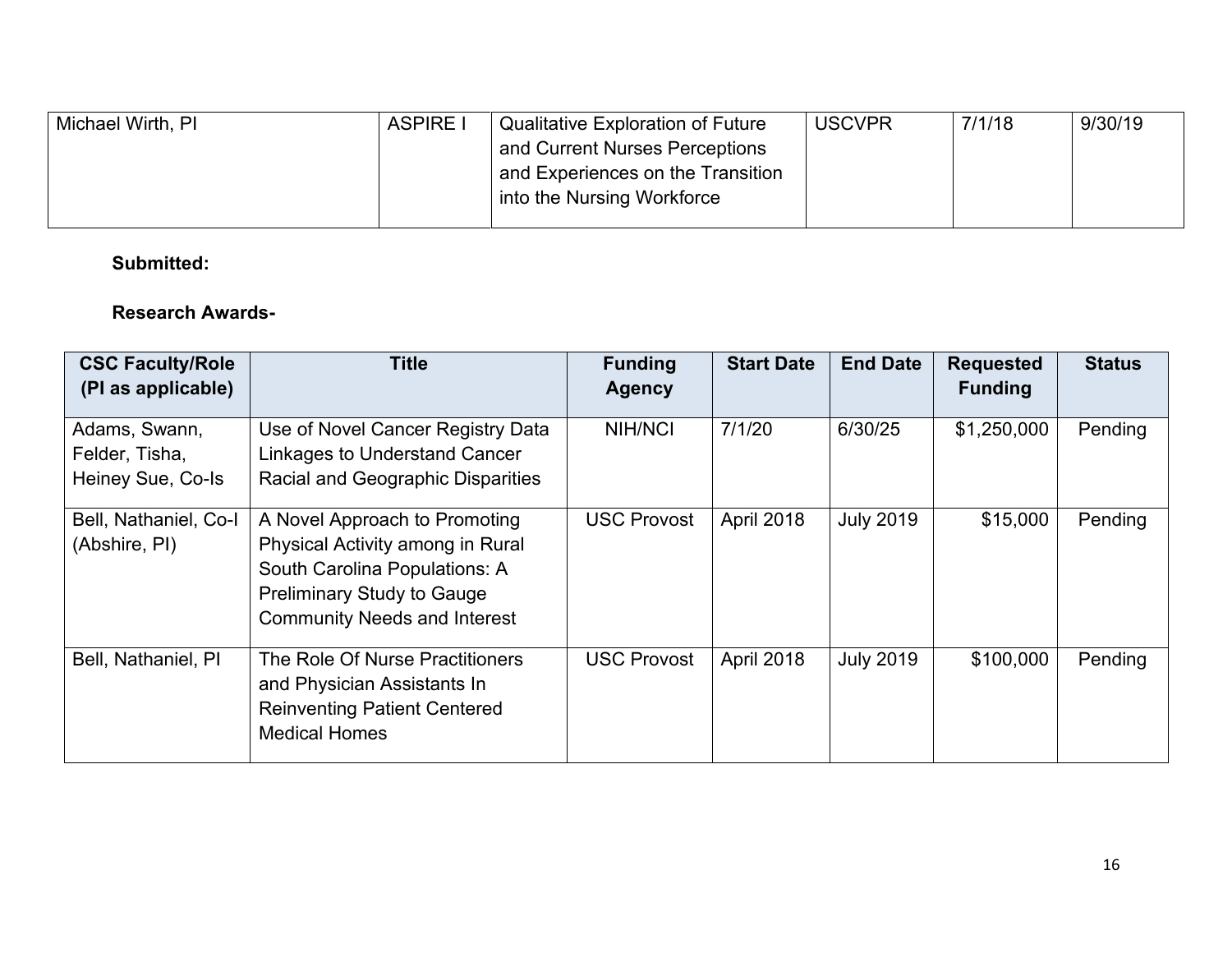| Michael Wirth, PI | ASPIRE I | Qualitative Exploration of Future and Current Nurses Perceptions and Experiences on the Transition into the Nursing Workforce | USCVPR | 7/1/18 | 9/30/19 |
|---|---|---|---|---|---|

**Submitted:**

**Research Awards-**

| CSC Faculty/Role (PI as applicable) | Title | Funding Agency | Start Date | End Date | Requested Funding | Status |
|---|---|---|---|---|---|---|
| Adams, Swann, Felder, Tisha, Heiney Sue, Co-Is | Use of Novel Cancer Registry Data Linkages to Understand Cancer Racial and Geographic Disparities | NIH/NCI | 7/1/20 | 6/30/25 | $1,250,000 | Pending |
| Bell, Nathaniel, Co-I (Abshire, PI) | A Novel Approach to Promoting Physical Activity among in Rural South Carolina Populations: A Preliminary Study to Gauge Community Needs and Interest | USC Provost | April 2018 | July 2019 | $15,000 | Pending |
| Bell, Nathaniel, PI | The Role Of Nurse Practitioners and Physician Assistants In Reinventing Patient Centered Medical Homes | USC Provost | April 2018 | July 2019 | $100,000 | Pending |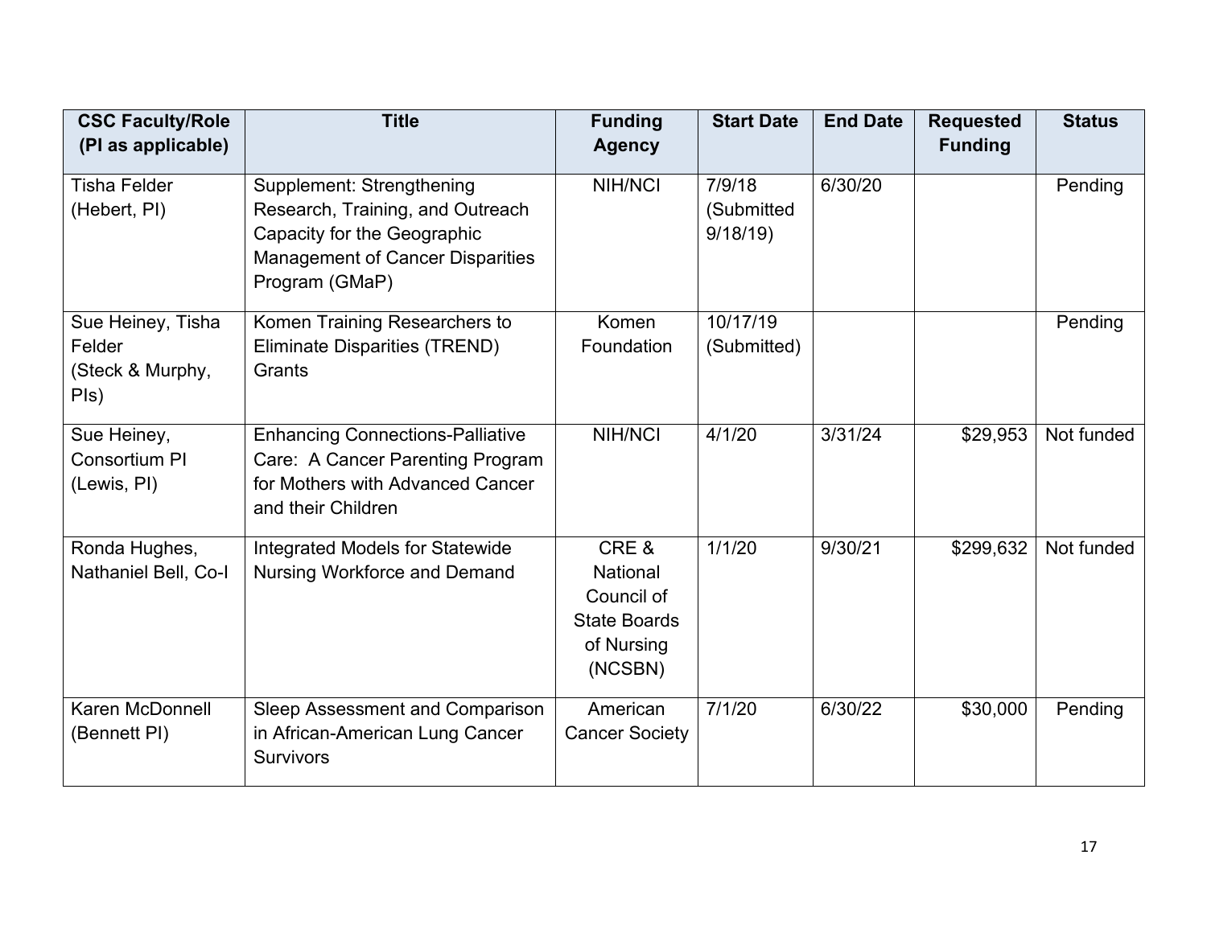| CSC Faculty/Role (PI as applicable) | Title | Funding Agency | Start Date | End Date | Requested Funding | Status |
|---|---|---|---|---|---|---|
| Tisha Felder (Hebert, PI) | Supplement: Strengthening Research, Training, and Outreach Capacity for the Geographic Management of Cancer Disparities Program (GMaP) | NIH/NCI | 7/9/18 (Submitted 9/18/19) | 6/30/20 | | Pending |
| Sue Heiney, Tisha Felder (Steck & Murphy, PIs) | Komen Training Researchers to Eliminate Disparities (TREND) Grants | Komen Foundation | 10/17/19 (Submitted) | | | Pending |
| Sue Heiney, Consortium PI (Lewis, PI) | Enhancing Connections-Palliative Care: A Cancer Parenting Program for Mothers with Advanced Cancer and their Children | NIH/NCI | 4/1/20 | 3/31/24 | $29,953 | Not funded |
| Ronda Hughes, Nathaniel Bell, Co-I | Integrated Models for Statewide Nursing Workforce and Demand | CRE & National Council of State Boards of Nursing (NCSBN) | 1/1/20 | 9/30/21 | $299,632 | Not funded |
| Karen McDonnell (Bennett PI) | Sleep Assessment and Comparison in African-American Lung Cancer Survivors | American Cancer Society | 7/1/20 | 6/30/22 | $30,000 | Pending |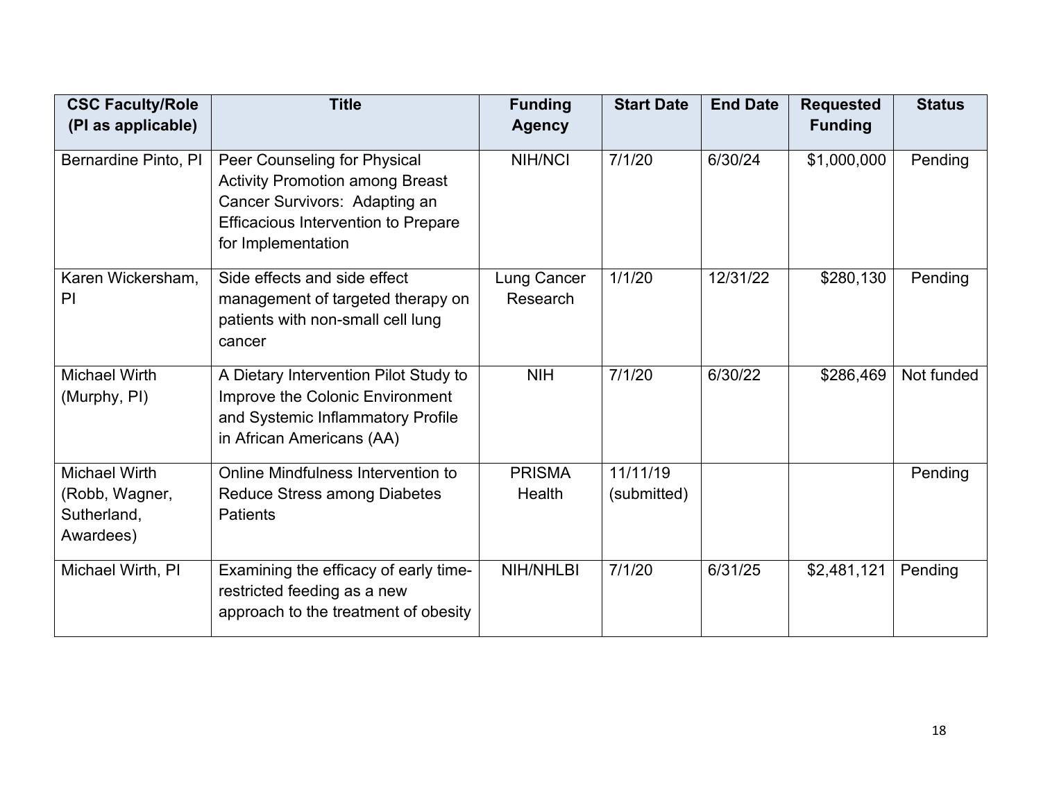| CSC Faculty/Role (PI as applicable) | Title | Funding Agency | Start Date | End Date | Requested Funding | Status |
|---|---|---|---|---|---|---|
| Bernardine Pinto, PI | Peer Counseling for Physical Activity Promotion among Breast Cancer Survivors: Adapting an Efficacious Intervention to Prepare for Implementation | NIH/NCI | 7/1/20 | 6/30/24 | $1,000,000 | Pending |
| Karen Wickersham, PI | Side effects and side effect management of targeted therapy on patients with non-small cell lung cancer | Lung Cancer Research | 1/1/20 | 12/31/22 | $280,130 | Pending |
| Michael Wirth (Murphy, PI) | A Dietary Intervention Pilot Study to Improve the Colonic Environment and Systemic Inflammatory Profile in African Americans (AA) | NIH | 7/1/20 | 6/30/22 | $286,469 | Not funded |
| Michael Wirth (Robb, Wagner, Sutherland, Awardees) | Online Mindfulness Intervention to Reduce Stress among Diabetes Patients | PRISMA Health | 11/11/19 (submitted) | | | Pending |
| Michael Wirth, PI | Examining the efficacy of early time-restricted feeding as a new approach to the treatment of obesity | NIH/NHLBI | 7/1/20 | 6/31/25 | $2,481,121 | Pending |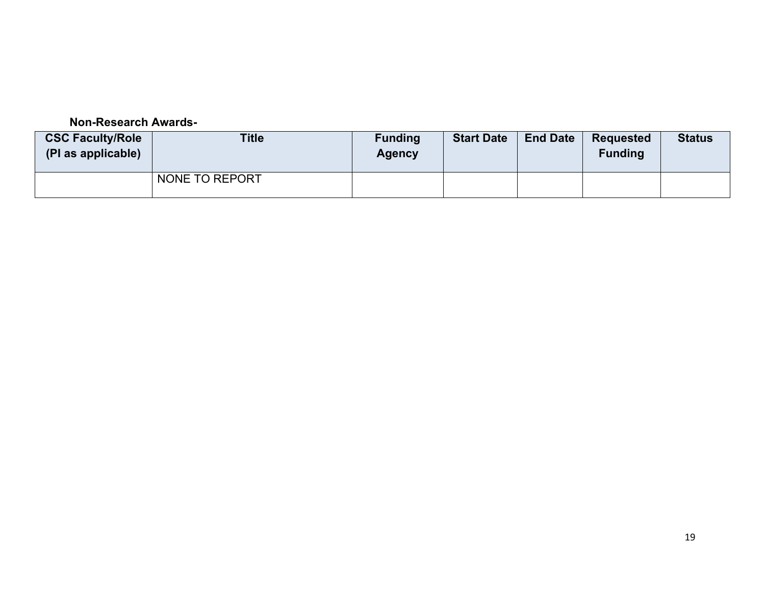**Non-Research Awards-**

| CSC Faculty/Role (PI as applicable) | Title | Funding Agency | Start Date | End Date | Requested Funding | Status |
|---|---|---|---|---|---|---|
| | NONE TO REPORT | | | | | |